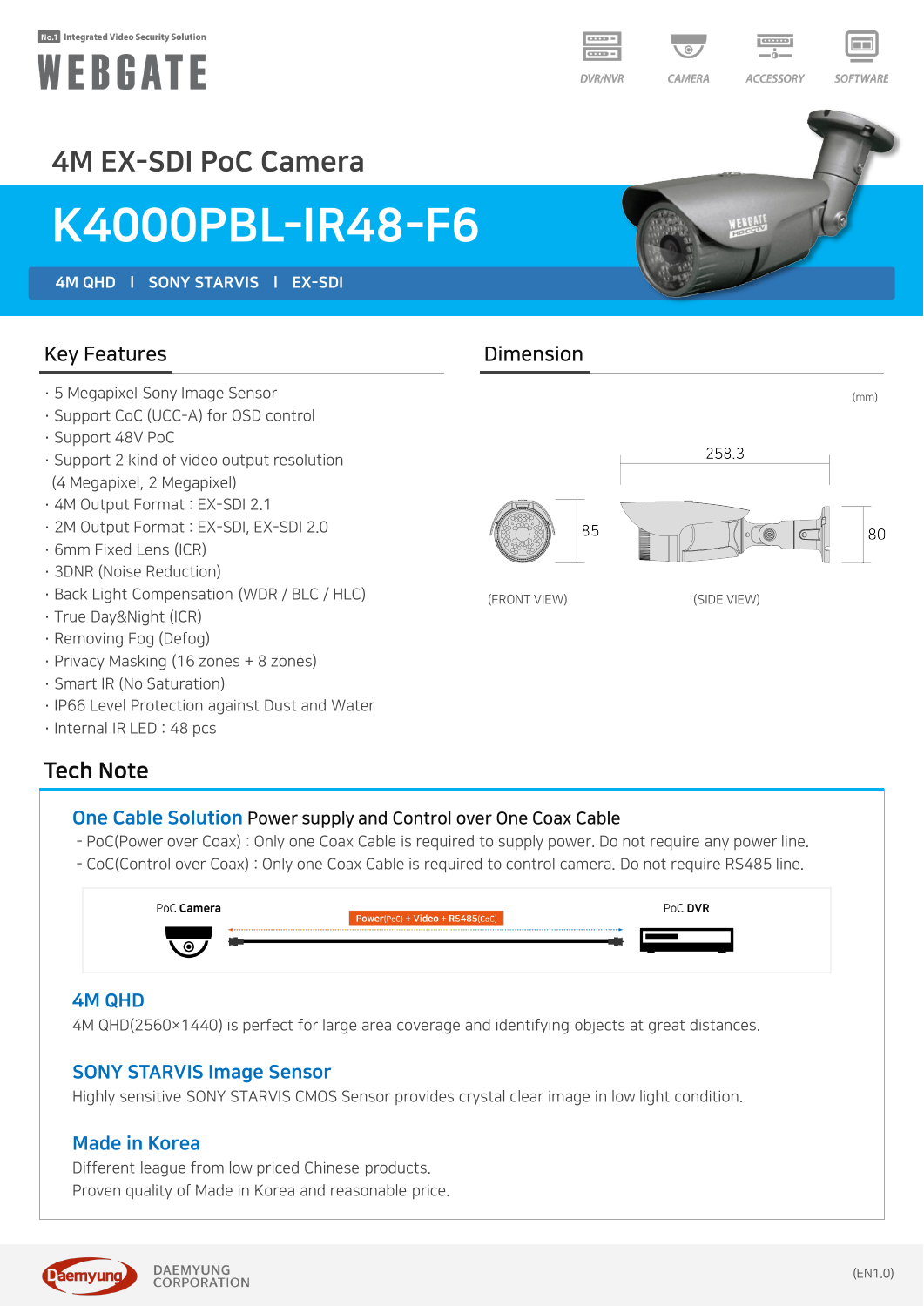No.1 Integrated Video Security Solution

WEBGATE

DVR/NVR | CAMERA | ACCESSORY | SOFTWARE

## 4M EX-SDI PoC Camera

# K4000PBL-IR48-F6

**4M QHD | SONY STARVIS | EX-SDI**

## Key Features

- 5 Megapixel Sony Image Sensor
- Support CoC (UCC-A) for OSD control
- Support 48V PoC
- Support 2 kind of video output resolution (4 Megapixel, 2 Megapixel)
- 4M Output Format : EX-SDI 2.1
- 2M Output Format : EX-SDI, EX-SDI 2.0
- 6mm Fixed Lens (ICR)
- 3DNR (Noise Reduction)
- Back Light Compensation (WDR / BLC / HLC)
- True Day&Night (ICR)
- Removing Fog (Defog)
- Privacy Masking (16 zones + 8 zones)
- Smart IR (No Saturation)
- IP66 Level Protection against Dust and Water
- Internal IR LED : 48 pcs

## Dimension

(mm)

85 — (FRONT VIEW)

258.3, 80 — (SIDE VIEW)

## Tech Note

### One Cable Solution Power supply and Control over One Coax Cable

- PoC(Power over Coax) : Only one Coax Cable is required to supply power. Do not require any power line.
- CoC(Control over Coax) : Only one Coax Cable is required to control camera. Do not require RS485 line.

PoC Camera — Power(PoC) + Video + RS485(CoC) — PoC DVR

### 4M QHD

4M QHD(2560×1440) is perfect for large area coverage and identifying objects at great distances.

### SONY STARVIS Image Sensor

Highly sensitive SONY STARVIS CMOS Sensor provides crystal clear image in low light condition.

### Made in Korea

Different league from low priced Chinese products.
Proven quality of Made in Korea and reasonable price.

Daemyung DAEMYUNG CORPORATION

(EN1.0)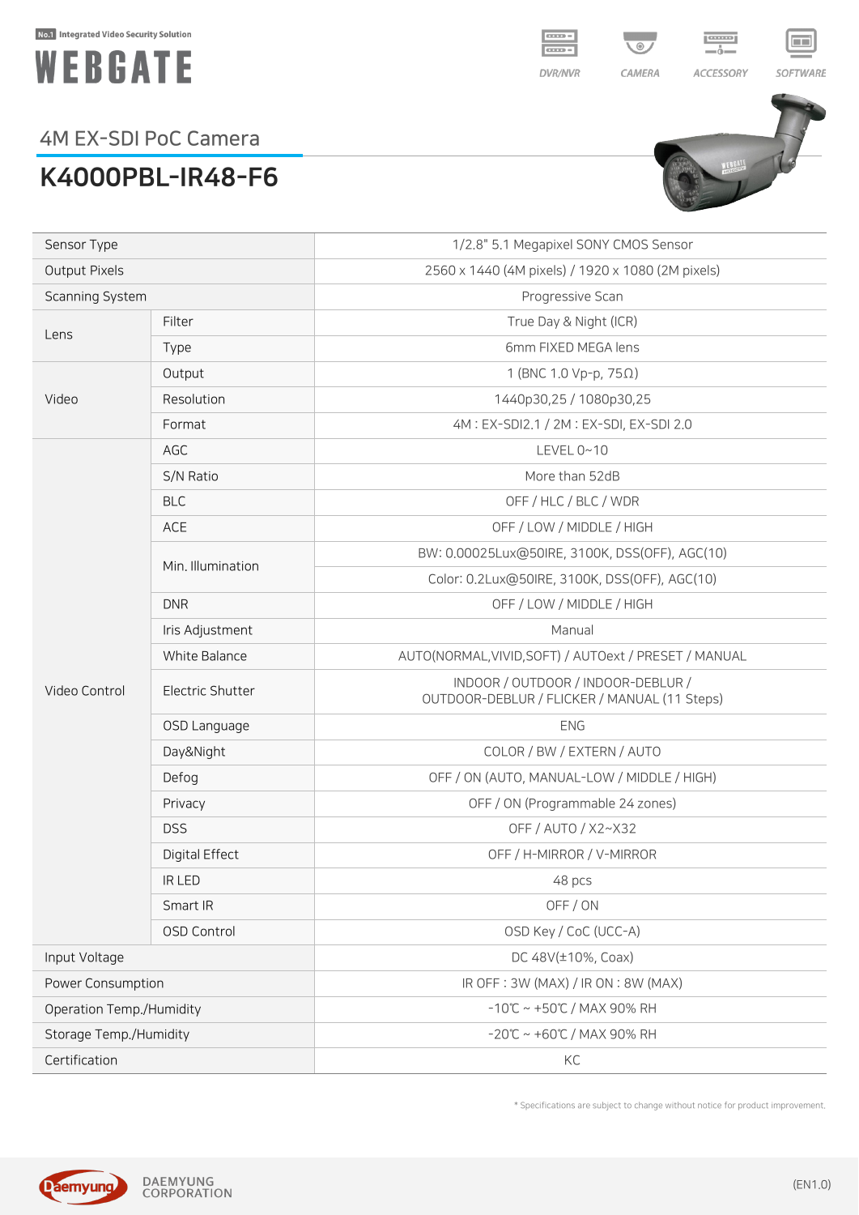No.1 Integrated Video Security Solution

# WEBGATE

DVR/NVR CAMERA ACCESSORY SOFTWARE

## 4M EX-SDI PoC Camera

# K4000PBL-IR48-F6

| | | |
|---|---|---|
| Sensor Type | | 1/2.8" 5.1 Megapixel SONY CMOS Sensor |
| Output Pixels | | 2560 x 1440 (4M pixels) / 1920 x 1080 (2M pixels) |
| Scanning System | | Progressive Scan |
| Lens | Filter | True Day & Night (ICR) |
| | Type | 6mm FIXED MEGA lens |
| Video | Output | 1 (BNC 1.0 Vp-p, 75Ω) |
| | Resolution | 1440p30,25 / 1080p30,25 |
| | Format | 4M : EX-SDI2.1 / 2M : EX-SDI, EX-SDI 2.0 |
| Video Control | AGC | LEVEL 0~10 |
| | S/N Ratio | More than 52dB |
| | BLC | OFF / HLC / BLC / WDR |
| | ACE | OFF / LOW / MIDDLE / HIGH |
| | Min. Illumination | BW: 0.00025Lux@50IRE, 3100K, DSS(OFF), AGC(10) |
| | | Color: 0.2Lux@50IRE, 3100K, DSS(OFF), AGC(10) |
| | DNR | OFF / LOW / MIDDLE / HIGH |
| | Iris Adjustment | Manual |
| | White Balance | AUTO(NORMAL,VIVID,SOFT) / AUTOext / PRESET / MANUAL |
| | Electric Shutter | INDOOR / OUTDOOR / INDOOR-DEBLUR / OUTDOOR-DEBLUR / FLICKER / MANUAL (11 Steps) |
| | OSD Language | ENG |
| | Day&Night | COLOR / BW / EXTERN / AUTO |
| | Defog | OFF / ON (AUTO, MANUAL-LOW / MIDDLE / HIGH) |
| | Privacy | OFF / ON (Programmable 24 zones) |
| | DSS | OFF / AUTO / X2~X32 |
| | Digital Effect | OFF / H-MIRROR / V-MIRROR |
| | IR LED | 48 pcs |
| | Smart IR | OFF / ON |
| | OSD Control | OSD Key / CoC (UCC-A) |
| Input Voltage | | DC 48V(±10%, Coax) |
| Power Consumption | | IR OFF : 3W (MAX) / IR ON : 8W (MAX) |
| Operation Temp./Humidity | | -10℃ ~ +50℃ / MAX 90% RH |
| Storage Temp./Humidity | | -20℃ ~ +60℃ / MAX 90% RH |
| Certification | | KC |

* Specifications are subject to change without notice for product improvement.

Daemyung DAEMYUNG CORPORATION

(EN1.0)